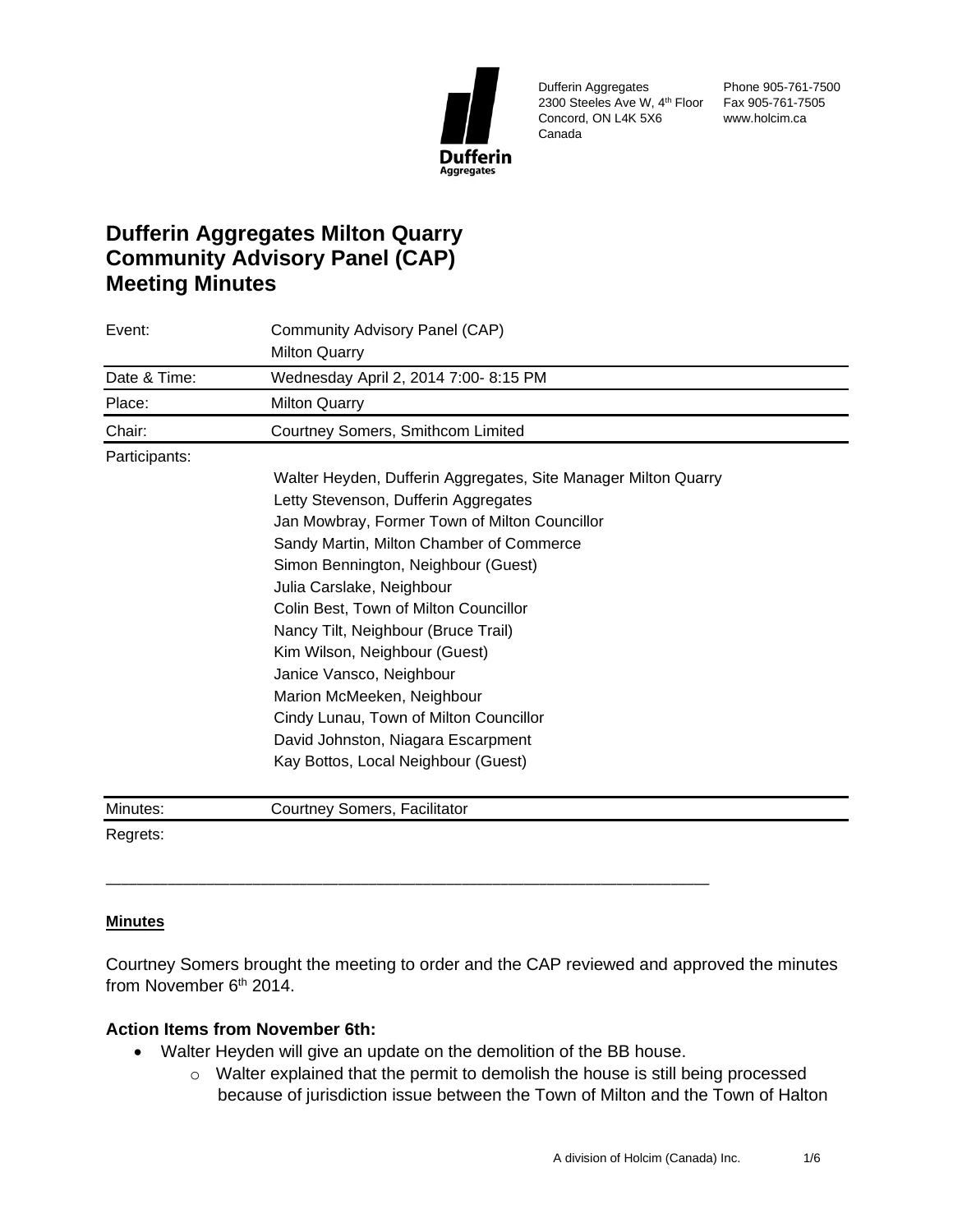Dufferin Aggregates
2300 Steeles Ave W, 4th Floor
Concord, ON L4K 5X6
Canada

Phone 905-761-7500
Fax 905-761-7505
www.holcim.ca

# Dufferin Aggregates Milton Quarry Community Advisory Panel (CAP) Meeting Minutes

| | |
|---|---|
| Event: | Community Advisory Panel (CAP)<br>Milton Quarry |
| Date & Time: | Wednesday April 2, 2014 7:00- 8:15 PM |
| Place: | Milton Quarry |
| Chair: | Courtney Somers, Smithcom Limited |
| Participants: | Walter Heyden, Dufferin Aggregates, Site Manager Milton Quarry<br>Letty Stevenson, Dufferin Aggregates<br>Jan Mowbray, Former Town of Milton Councillor<br>Sandy Martin, Milton Chamber of Commerce<br>Simon Bennington, Neighbour (Guest)<br>Julia Carslake, Neighbour<br>Colin Best, Town of Milton Councillor<br>Nancy Tilt, Neighbour (Bruce Trail)<br>Kim Wilson, Neighbour (Guest)<br>Janice Vansco, Neighbour<br>Marion McMeeken, Neighbour<br>Cindy Lunau, Town of Milton Councillor<br>David Johnston, Niagara Escarpment<br>Kay Bottos, Local Neighbour (Guest) |
| Minutes: | Courtney Somers, Facilitator |
| Regrets: | |

---

**Minutes**

Courtney Somers brought the meeting to order and the CAP reviewed and approved the minutes from November 6th 2014.

**Action Items from November 6th:**

- Walter Heyden will give an update on the demolition of the BB house.
  - Walter explained that the permit to demolish the house is still being processed because of jurisdiction issue between the Town of Milton and the Town of Halton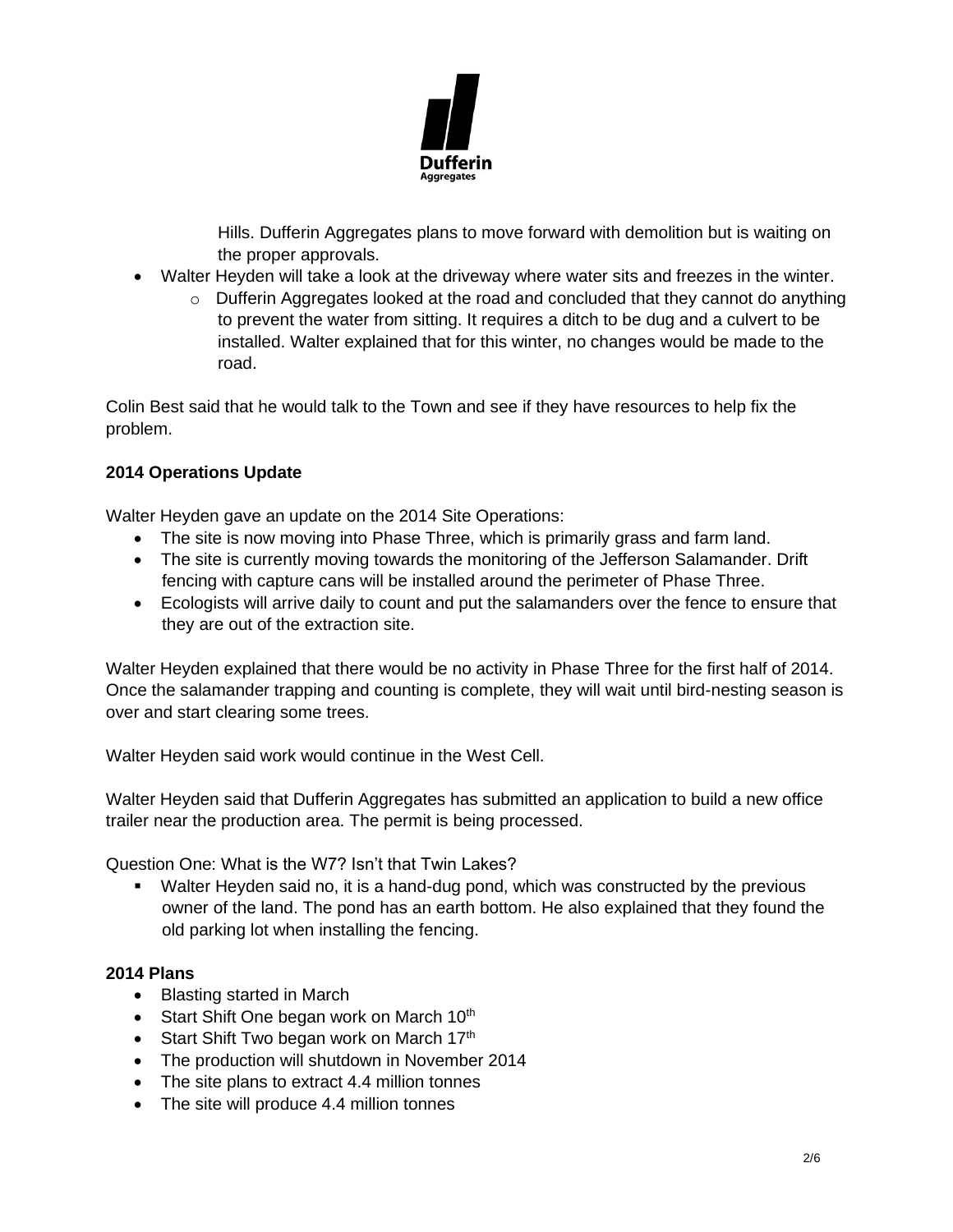Hills. Dufferin Aggregates plans to move forward with demolition but is waiting on the proper approvals.

- Walter Heyden will take a look at the driveway where water sits and freezes in the winter.
  - Dufferin Aggregates looked at the road and concluded that they cannot do anything to prevent the water from sitting. It requires a ditch to be dug and a culvert to be installed. Walter explained that for this winter, no changes would be made to the road.

Colin Best said that he would talk to the Town and see if they have resources to help fix the problem.

**2014 Operations Update**

Walter Heyden gave an update on the 2014 Site Operations:

- The site is now moving into Phase Three, which is primarily grass and farm land.
- The site is currently moving towards the monitoring of the Jefferson Salamander. Drift fencing with capture cans will be installed around the perimeter of Phase Three.
- Ecologists will arrive daily to count and put the salamanders over the fence to ensure that they are out of the extraction site.

Walter Heyden explained that there would be no activity in Phase Three for the first half of 2014. Once the salamander trapping and counting is complete, they will wait until bird-nesting season is over and start clearing some trees.

Walter Heyden said work would continue in the West Cell.

Walter Heyden said that Dufferin Aggregates has submitted an application to build a new office trailer near the production area. The permit is being processed.

Question One: What is the W7? Isn't that Twin Lakes?

- Walter Heyden said no, it is a hand-dug pond, which was constructed by the previous owner of the land. The pond has an earth bottom. He also explained that they found the old parking lot when installing the fencing.

**2014 Plans**

- Blasting started in March
- Start Shift One began work on March 10th
- Start Shift Two began work on March 17th
- The production will shutdown in November 2014
- The site plans to extract 4.4 million tonnes
- The site will produce 4.4 million tonnes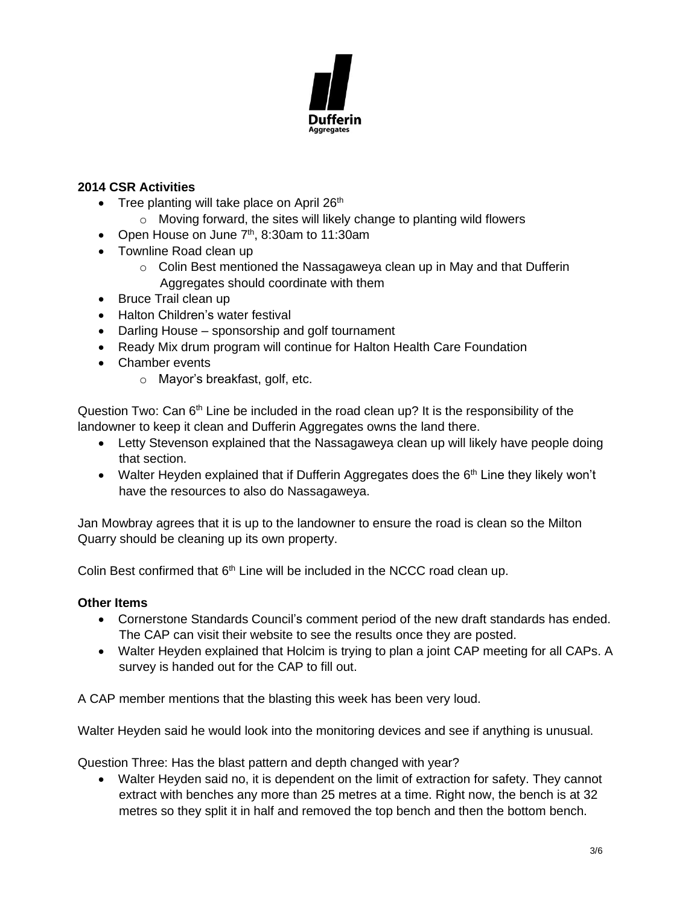**2014 CSR Activities**

- Tree planting will take place on April 26th
  - Moving forward, the sites will likely change to planting wild flowers
- Open House on June 7th, 8:30am to 11:30am
- Townline Road clean up
  - Colin Best mentioned the Nassagaweya clean up in May and that Dufferin Aggregates should coordinate with them
- Bruce Trail clean up
- Halton Children's water festival
- Darling House – sponsorship and golf tournament
- Ready Mix drum program will continue for Halton Health Care Foundation
- Chamber events
  - Mayor's breakfast, golf, etc.

Question Two: Can 6th Line be included in the road clean up? It is the responsibility of the landowner to keep it clean and Dufferin Aggregates owns the land there.

- Letty Stevenson explained that the Nassagaweya clean up will likely have people doing that section.
- Walter Heyden explained that if Dufferin Aggregates does the 6th Line they likely won't have the resources to also do Nassagaweya.

Jan Mowbray agrees that it is up to the landowner to ensure the road is clean so the Milton Quarry should be cleaning up its own property.

Colin Best confirmed that 6th Line will be included in the NCCC road clean up.

**Other Items**

- Cornerstone Standards Council's comment period of the new draft standards has ended. The CAP can visit their website to see the results once they are posted.
- Walter Heyden explained that Holcim is trying to plan a joint CAP meeting for all CAPs. A survey is handed out for the CAP to fill out.

A CAP member mentions that the blasting this week has been very loud.

Walter Heyden said he would look into the monitoring devices and see if anything is unusual.

Question Three: Has the blast pattern and depth changed with year?

- Walter Heyden said no, it is dependent on the limit of extraction for safety. They cannot extract with benches any more than 25 metres at a time. Right now, the bench is at 32 metres so they split it in half and removed the top bench and then the bottom bench.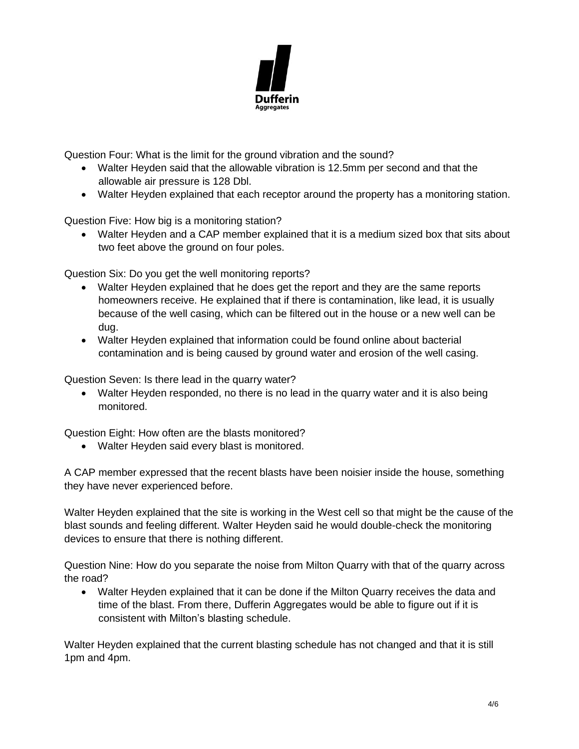Question Four: What is the limit for the ground vibration and the sound?

- Walter Heyden said that the allowable vibration is 12.5mm per second and that the allowable air pressure is 128 Dbl.
- Walter Heyden explained that each receptor around the property has a monitoring station.

Question Five: How big is a monitoring station?

- Walter Heyden and a CAP member explained that it is a medium sized box that sits about two feet above the ground on four poles.

Question Six: Do you get the well monitoring reports?

- Walter Heyden explained that he does get the report and they are the same reports homeowners receive. He explained that if there is contamination, like lead, it is usually because of the well casing, which can be filtered out in the house or a new well can be dug.
- Walter Heyden explained that information could be found online about bacterial contamination and is being caused by ground water and erosion of the well casing.

Question Seven: Is there lead in the quarry water?

- Walter Heyden responded, no there is no lead in the quarry water and it is also being monitored.

Question Eight: How often are the blasts monitored?

- Walter Heyden said every blast is monitored.

A CAP member expressed that the recent blasts have been noisier inside the house, something they have never experienced before.

Walter Heyden explained that the site is working in the West cell so that might be the cause of the blast sounds and feeling different. Walter Heyden said he would double-check the monitoring devices to ensure that there is nothing different.

Question Nine: How do you separate the noise from Milton Quarry with that of the quarry across the road?

- Walter Heyden explained that it can be done if the Milton Quarry receives the data and time of the blast. From there, Dufferin Aggregates would be able to figure out if it is consistent with Milton's blasting schedule.

Walter Heyden explained that the current blasting schedule has not changed and that it is still 1pm and 4pm.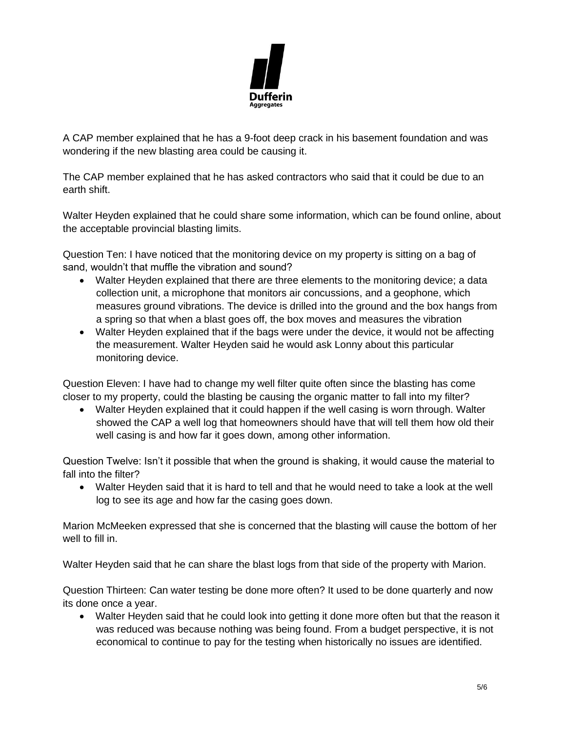A CAP member explained that he has a 9-foot deep crack in his basement foundation and was wondering if the new blasting area could be causing it.

The CAP member explained that he has asked contractors who said that it could be due to an earth shift.

Walter Heyden explained that he could share some information, which can be found online, about the acceptable provincial blasting limits.

Question Ten: I have noticed that the monitoring device on my property is sitting on a bag of sand, wouldn't that muffle the vibration and sound?

- Walter Heyden explained that there are three elements to the monitoring device; a data collection unit, a microphone that monitors air concussions, and a geophone, which measures ground vibrations. The device is drilled into the ground and the box hangs from a spring so that when a blast goes off, the box moves and measures the vibration
- Walter Heyden explained that if the bags were under the device, it would not be affecting the measurement. Walter Heyden said he would ask Lonny about this particular monitoring device.

Question Eleven: I have had to change my well filter quite often since the blasting has come closer to my property, could the blasting be causing the organic matter to fall into my filter?

- Walter Heyden explained that it could happen if the well casing is worn through. Walter showed the CAP a well log that homeowners should have that will tell them how old their well casing is and how far it goes down, among other information.

Question Twelve: Isn't it possible that when the ground is shaking, it would cause the material to fall into the filter?

- Walter Heyden said that it is hard to tell and that he would need to take a look at the well log to see its age and how far the casing goes down.

Marion McMeeken expressed that she is concerned that the blasting will cause the bottom of her well to fill in.

Walter Heyden said that he can share the blast logs from that side of the property with Marion.

Question Thirteen: Can water testing be done more often? It used to be done quarterly and now its done once a year.

- Walter Heyden said that he could look into getting it done more often but that the reason it was reduced was because nothing was being found. From a budget perspective, it is not economical to continue to pay for the testing when historically no issues are identified.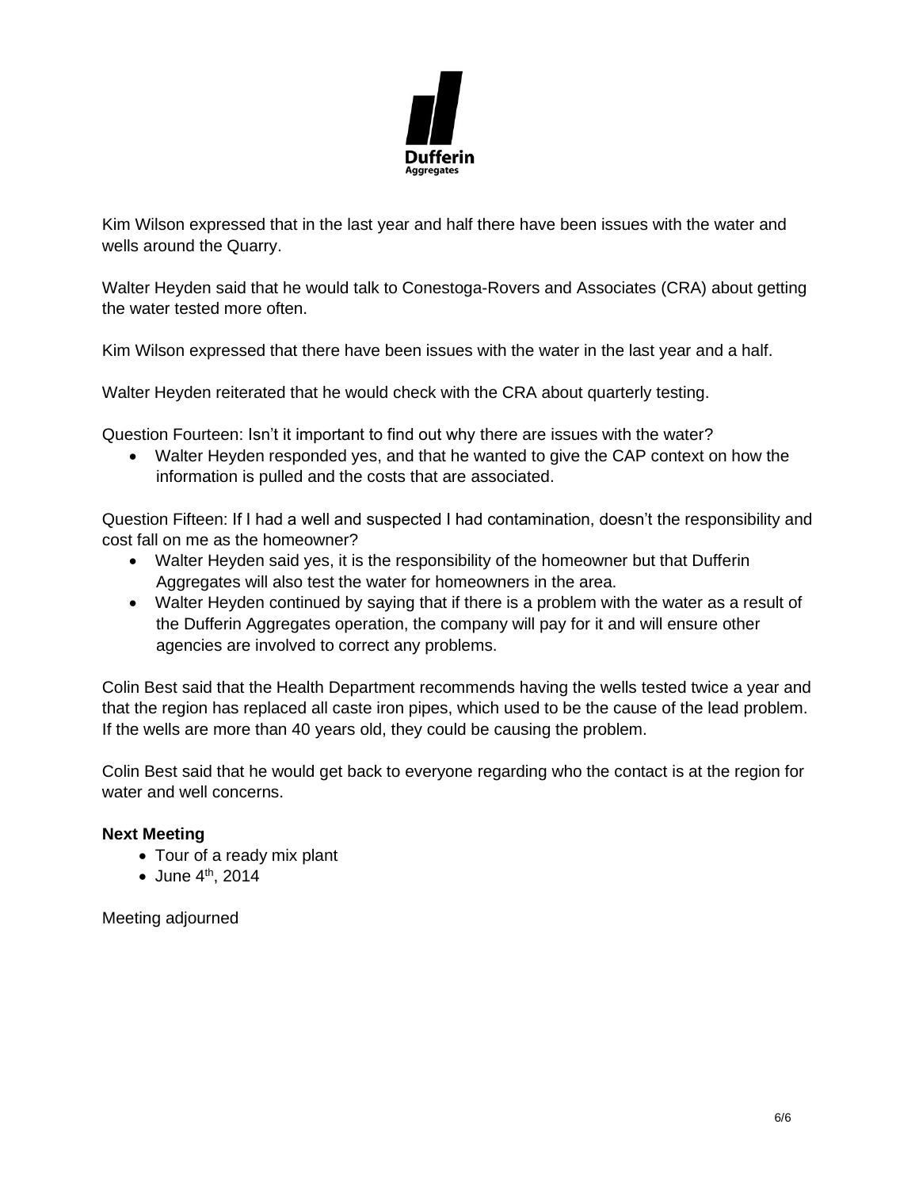Kim Wilson expressed that in the last year and half there have been issues with the water and wells around the Quarry.

Walter Heyden said that he would talk to Conestoga-Rovers and Associates (CRA) about getting the water tested more often.

Kim Wilson expressed that there have been issues with the water in the last year and a half.

Walter Heyden reiterated that he would check with the CRA about quarterly testing.

Question Fourteen: Isn't it important to find out why there are issues with the water?

- Walter Heyden responded yes, and that he wanted to give the CAP context on how the information is pulled and the costs that are associated.

Question Fifteen: If I had a well and suspected I had contamination, doesn't the responsibility and cost fall on me as the homeowner?

- Walter Heyden said yes, it is the responsibility of the homeowner but that Dufferin Aggregates will also test the water for homeowners in the area.
- Walter Heyden continued by saying that if there is a problem with the water as a result of the Dufferin Aggregates operation, the company will pay for it and will ensure other agencies are involved to correct any problems.

Colin Best said that the Health Department recommends having the wells tested twice a year and that the region has replaced all caste iron pipes, which used to be the cause of the lead problem. If the wells are more than 40 years old, they could be causing the problem.

Colin Best said that he would get back to everyone regarding who the contact is at the region for water and well concerns.

**Next Meeting**

- Tour of a ready mix plant
- June 4th, 2014

Meeting adjourned